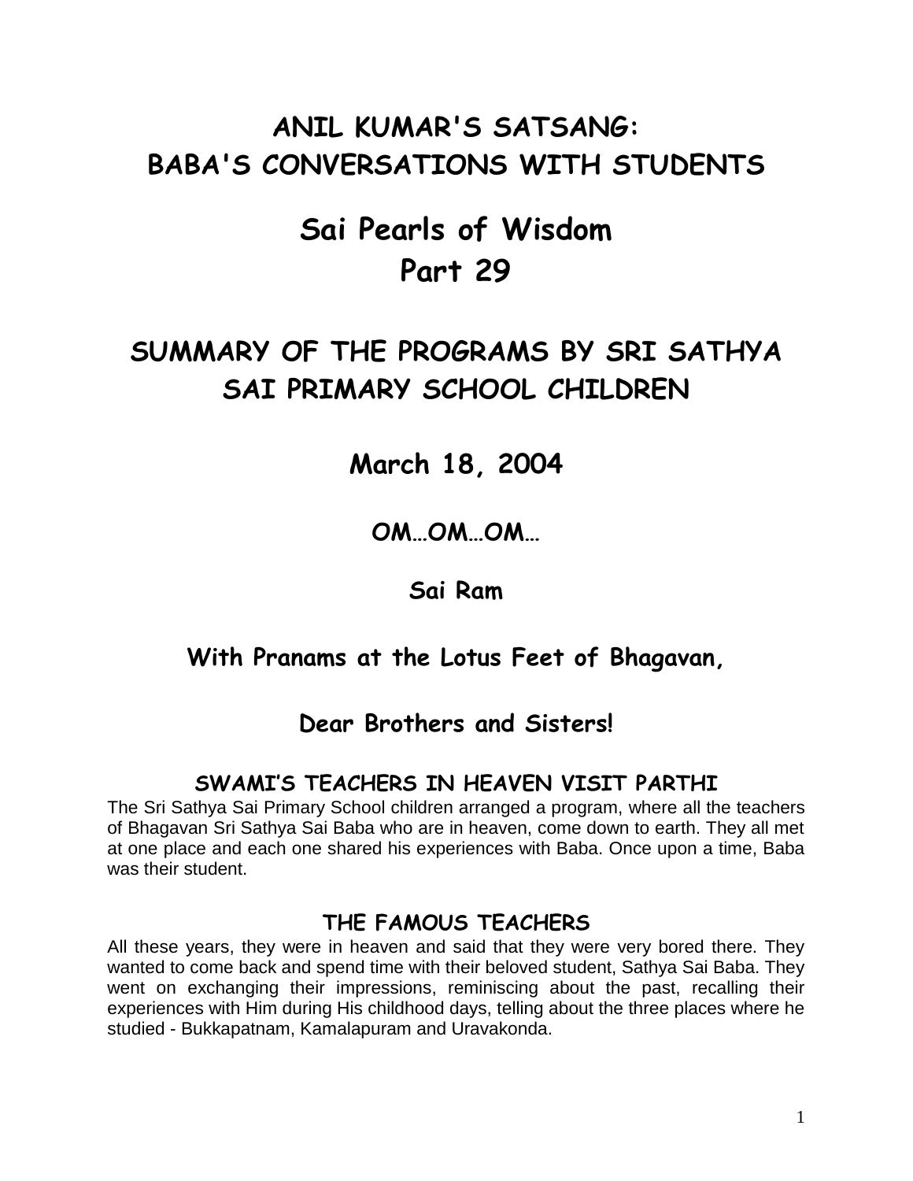# ANIL KUMAR'S SATSANG: BABA'S CONVERSATIONS WITH STUDENTS

# Sai Pearls of Wisdom Part 29

## SUMMARY OF THE PROGRAMS BY SRI SATHYA SAI PRIMARY SCHOOL CHILDREN

## March 18, 2004

**OM…OM…OM…**

**Sai Ram**

**With Pranams at the Lotus Feet of Bhagavan,**

**Dear Brothers and Sisters!**

### SWAMI'S TEACHERS IN HEAVEN VISIT PARTHI

The Sri Sathya Sai Primary School children arranged a program, where all the teachers of Bhagavan Sri Sathya Sai Baba who are in heaven, come down to earth. They all met at one place and each one shared his experiences with Baba. Once upon a time, Baba was their student.

### THE FAMOUS TEACHERS

All these years, they were in heaven and said that they were very bored there. They wanted to come back and spend time with their beloved student, Sathya Sai Baba. They went on exchanging their impressions, reminiscing about the past, recalling their experiences with Him during His childhood days, telling about the three places where he studied - Bukkapatnam, Kamalapuram and Uravakonda.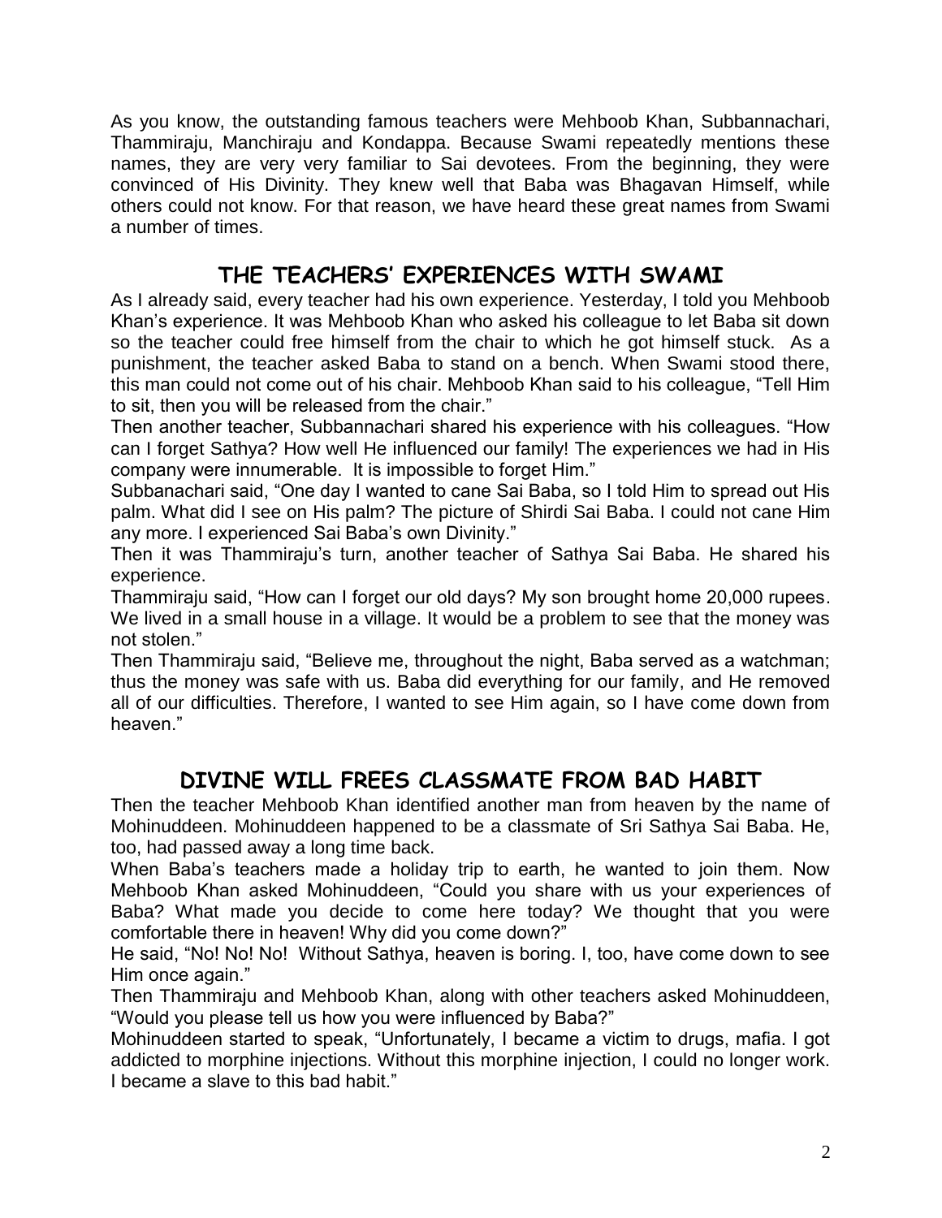As you know, the outstanding famous teachers were Mehboob Khan, Subbannachari, Thammiraju, Manchiraju and Kondappa. Because Swami repeatedly mentions these names, they are very very familiar to Sai devotees. From the beginning, they were convinced of His Divinity. They knew well that Baba was Bhagavan Himself, while others could not know. For that reason, we have heard these great names from Swami a number of times.

## THE TEACHERS' EXPERIENCES WITH SWAMI

As I already said, every teacher had his own experience. Yesterday, I told you Mehboob Khan's experience. It was Mehboob Khan who asked his colleague to let Baba sit down so the teacher could free himself from the chair to which he got himself stuck. As a punishment, the teacher asked Baba to stand on a bench. When Swami stood there, this man could not come out of his chair. Mehboob Khan said to his colleague, "Tell Him to sit, then you will be released from the chair."

Then another teacher, Subbannachari shared his experience with his colleagues. "How can I forget Sathya? How well He influenced our family! The experiences we had in His company were innumerable. It is impossible to forget Him."

Subbanachari said, "One day I wanted to cane Sai Baba, so I told Him to spread out His palm. What did I see on His palm? The picture of Shirdi Sai Baba. I could not cane Him any more. I experienced Sai Baba's own Divinity."

Then it was Thammiraju's turn, another teacher of Sathya Sai Baba. He shared his experience.

Thammiraju said, "How can I forget our old days? My son brought home 20,000 rupees. We lived in a small house in a village. It would be a problem to see that the money was not stolen."

Then Thammiraju said, "Believe me, throughout the night, Baba served as a watchman; thus the money was safe with us. Baba did everything for our family, and He removed all of our difficulties. Therefore, I wanted to see Him again, so I have come down from heaven."

## DIVINE WILL FREES CLASSMATE FROM BAD HABIT

Then the teacher Mehboob Khan identified another man from heaven by the name of Mohinuddeen. Mohinuddeen happened to be a classmate of Sri Sathya Sai Baba. He, too, had passed away a long time back.

When Baba's teachers made a holiday trip to earth, he wanted to join them. Now Mehboob Khan asked Mohinuddeen, "Could you share with us your experiences of Baba? What made you decide to come here today? We thought that you were comfortable there in heaven! Why did you come down?"

He said, "No! No! No! Without Sathya, heaven is boring. I, too, have come down to see Him once again."

Then Thammiraju and Mehboob Khan, along with other teachers asked Mohinuddeen, "Would you please tell us how you were influenced by Baba?"

Mohinuddeen started to speak, "Unfortunately, I became a victim to drugs, mafia. I got addicted to morphine injections. Without this morphine injection, I could no longer work. I became a slave to this bad habit."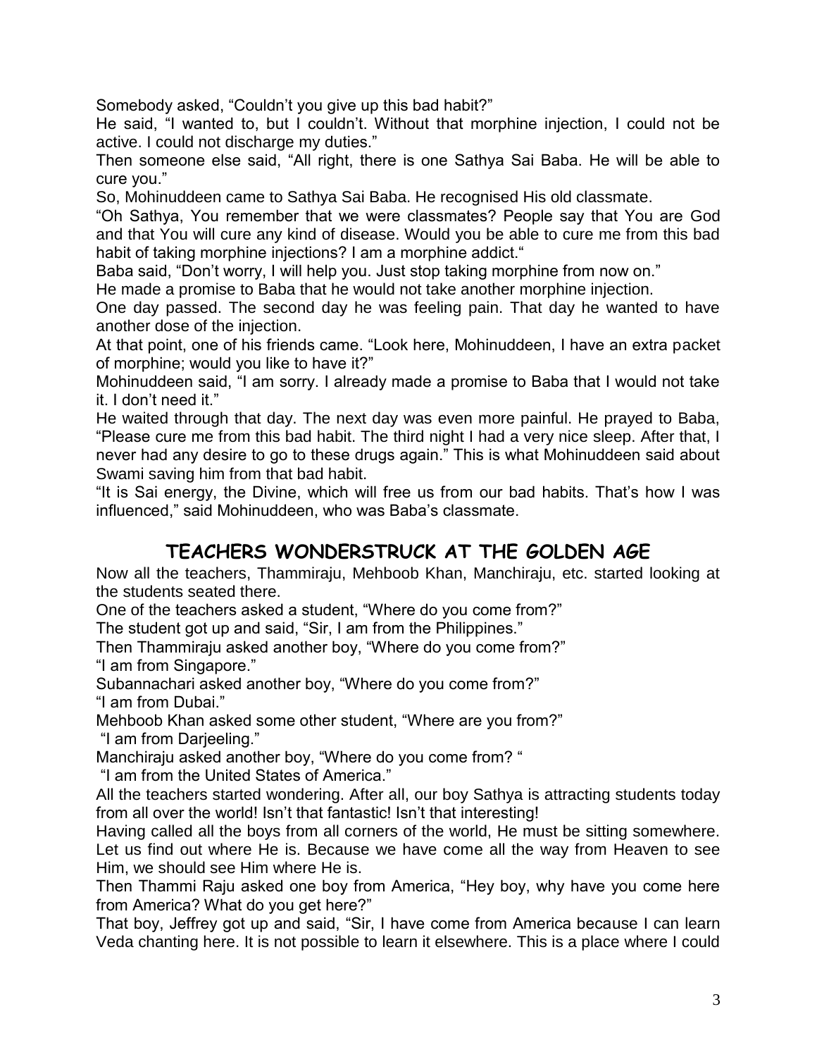Somebody asked, “Couldn’t you give up this bad habit?”

He said, “I wanted to, but I couldn’t. Without that morphine injection, I could not be active. I could not discharge my duties.”

Then someone else said, “All right, there is one Sathya Sai Baba. He will be able to cure you.”

So, Mohinuddeen came to Sathya Sai Baba. He recognised His old classmate.

“Oh Sathya, You remember that we were classmates? People say that You are God and that You will cure any kind of disease. Would you be able to cure me from this bad habit of taking morphine injections? I am a morphine addict.“

Baba said, “Don’t worry, I will help you. Just stop taking morphine from now on.”

He made a promise to Baba that he would not take another morphine injection.

One day passed. The second day he was feeling pain. That day he wanted to have another dose of the injection.

At that point, one of his friends came. “Look here, Mohinuddeen, I have an extra packet of morphine; would you like to have it?”

Mohinuddeen said, “I am sorry. I already made a promise to Baba that I would not take it. I don’t need it.”

He waited through that day. The next day was even more painful. He prayed to Baba, “Please cure me from this bad habit. The third night I had a very nice sleep. After that, I never had any desire to go to these drugs again.” This is what Mohinuddeen said about Swami saving him from that bad habit.

“It is Sai energy, the Divine, which will free us from our bad habits. That’s how I was influenced,” said Mohinuddeen, who was Baba’s classmate.

## TEACHERS WONDERSTRUCK AT THE GOLDEN AGE

Now all the teachers, Thammiraju, Mehboob Khan, Manchiraju, etc. started looking at the students seated there.

One of the teachers asked a student, “Where do you come from?”

The student got up and said, “Sir, I am from the Philippines.”

Then Thammiraju asked another boy, “Where do you come from?”

“I am from Singapore.”

Subannachari asked another boy, “Where do you come from?”

“I am from Dubai.”

Mehboob Khan asked some other student, “Where are you from?”

“I am from Darjeeling.”

Manchiraju asked another boy, “Where do you come from? “

“I am from the United States of America.”

All the teachers started wondering. After all, our boy Sathya is attracting students today from all over the world! Isn’t that fantastic! Isn’t that interesting!

Having called all the boys from all corners of the world, He must be sitting somewhere. Let us find out where He is. Because we have come all the way from Heaven to see Him, we should see Him where He is.

Then Thammi Raju asked one boy from America, “Hey boy, why have you come here from America? What do you get here?”

That boy, Jeffrey got up and said, “Sir, I have come from America because I can learn Veda chanting here. It is not possible to learn it elsewhere. This is a place where I could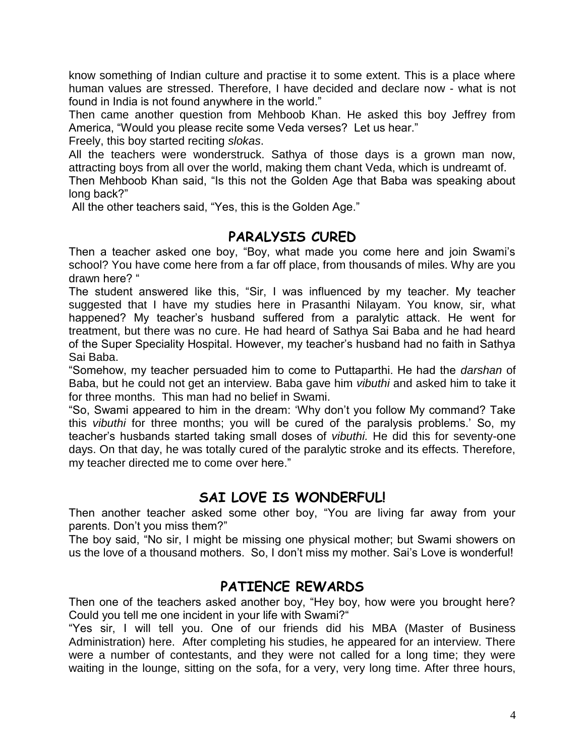know something of Indian culture and practise it to some extent. This is a place where human values are stressed. Therefore, I have decided and declare now - what is not found in India is not found anywhere in the world."

Then came another question from Mehboob Khan. He asked this boy Jeffrey from America, "Would you please recite some Veda verses? Let us hear."

Freely, this boy started reciting *slokas*.

All the teachers were wonderstruck. Sathya of those days is a grown man now, attracting boys from all over the world, making them chant Veda, which is undreamt of.

Then Mehboob Khan said, "Is this not the Golden Age that Baba was speaking about long back?"

All the other teachers said, "Yes, this is the Golden Age."

## PARALYSIS CURED

Then a teacher asked one boy, "Boy, what made you come here and join Swami's school? You have come here from a far off place, from thousands of miles. Why are you drawn here? "

The student answered like this, "Sir, I was influenced by my teacher. My teacher suggested that I have my studies here in Prasanthi Nilayam. You know, sir, what happened? My teacher's husband suffered from a paralytic attack. He went for treatment, but there was no cure. He had heard of Sathya Sai Baba and he had heard of the Super Speciality Hospital. However, my teacher's husband had no faith in Sathya Sai Baba.

"Somehow, my teacher persuaded him to come to Puttaparthi. He had the *darshan* of Baba, but he could not get an interview. Baba gave him *vibuthi* and asked him to take it for three months. This man had no belief in Swami.

"So, Swami appeared to him in the dream: 'Why don't you follow My command? Take this *vibuthi* for three months; you will be cured of the paralysis problems.' So, my teacher's husbands started taking small doses of *vibuthi.* He did this for seventy-one days. On that day, he was totally cured of the paralytic stroke and its effects. Therefore, my teacher directed me to come over here."

## SAI LOVE IS WONDERFUL!

Then another teacher asked some other boy, "You are living far away from your parents. Don't you miss them?"

The boy said, "No sir, I might be missing one physical mother; but Swami showers on us the love of a thousand mothers. So, I don't miss my mother. Sai's Love is wonderful!

## PATIENCE REWARDS

Then one of the teachers asked another boy, "Hey boy, how were you brought here? Could you tell me one incident in your life with Swami?"

"Yes sir, I will tell you. One of our friends did his MBA (Master of Business Administration) here. After completing his studies, he appeared for an interview. There were a number of contestants, and they were not called for a long time; they were waiting in the lounge, sitting on the sofa, for a very, very long time. After three hours,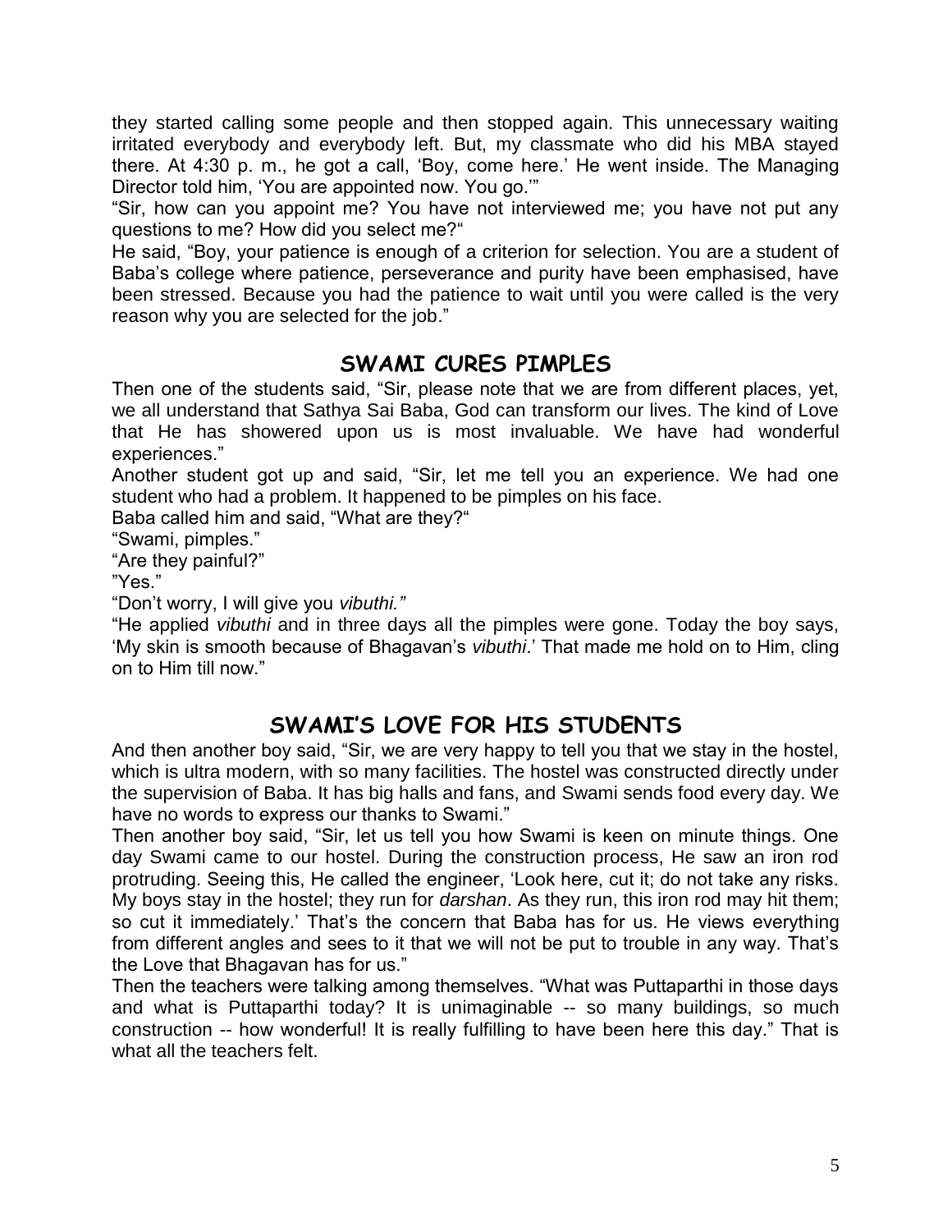they started calling some people and then stopped again. This unnecessary waiting irritated everybody and everybody left. But, my classmate who did his MBA stayed there. At 4:30 p. m., he got a call, 'Boy, come here.' He went inside. The Managing Director told him, 'You are appointed now. You go.'"

"Sir, how can you appoint me? You have not interviewed me; you have not put any questions to me? How did you select me?"

He said, "Boy, your patience is enough of a criterion for selection. You are a student of Baba's college where patience, perseverance and purity have been emphasised, have been stressed. Because you had the patience to wait until you were called is the very reason why you are selected for the job."

## SWAMI CURES PIMPLES

Then one of the students said, "Sir, please note that we are from different places, yet, we all understand that Sathya Sai Baba, God can transform our lives. The kind of Love that He has showered upon us is most invaluable. We have had wonderful experiences."

Another student got up and said, "Sir, let me tell you an experience. We had one student who had a problem. It happened to be pimples on his face.

Baba called him and said, "What are they?"

"Swami, pimples."

"Are they painful?"

"Yes."

"Don't worry, I will give you *vibuthi."*

"He applied *vibuthi* and in three days all the pimples were gone. Today the boy says, 'My skin is smooth because of Bhagavan's *vibuthi*.' That made me hold on to Him, cling on to Him till now."

## SWAMI'S LOVE FOR HIS STUDENTS

And then another boy said, "Sir, we are very happy to tell you that we stay in the hostel, which is ultra modern, with so many facilities. The hostel was constructed directly under the supervision of Baba. It has big halls and fans, and Swami sends food every day. We have no words to express our thanks to Swami."

Then another boy said, "Sir, let us tell you how Swami is keen on minute things. One day Swami came to our hostel. During the construction process, He saw an iron rod protruding. Seeing this, He called the engineer, 'Look here, cut it; do not take any risks. My boys stay in the hostel; they run for *darshan*. As they run, this iron rod may hit them; so cut it immediately.' That's the concern that Baba has for us. He views everything from different angles and sees to it that we will not be put to trouble in any way. That's the Love that Bhagavan has for us."

Then the teachers were talking among themselves. "What was Puttaparthi in those days and what is Puttaparthi today? It is unimaginable -- so many buildings, so much construction -- how wonderful! It is really fulfilling to have been here this day." That is what all the teachers felt.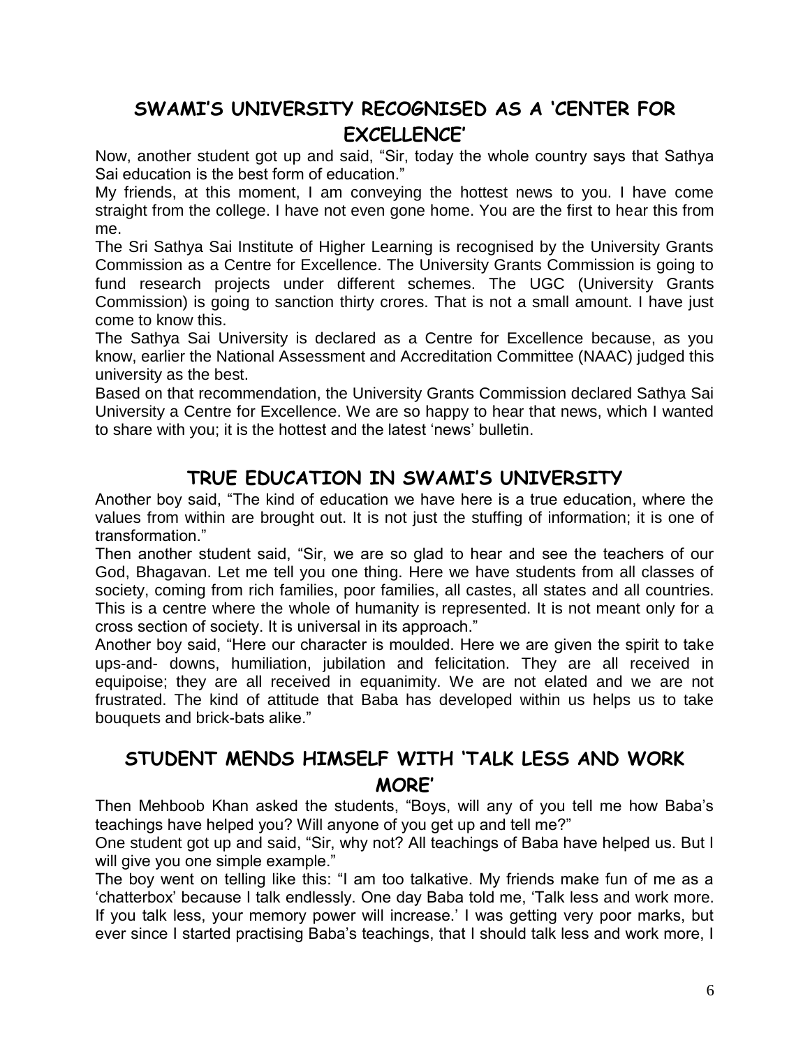## SWAMI'S UNIVERSITY RECOGNISED AS A 'CENTER FOR EXCELLENCE'

Now, another student got up and said, "Sir, today the whole country says that Sathya Sai education is the best form of education."

My friends, at this moment, I am conveying the hottest news to you. I have come straight from the college. I have not even gone home. You are the first to hear this from me.

The Sri Sathya Sai Institute of Higher Learning is recognised by the University Grants Commission as a Centre for Excellence. The University Grants Commission is going to fund research projects under different schemes. The UGC (University Grants Commission) is going to sanction thirty crores. That is not a small amount. I have just come to know this.

The Sathya Sai University is declared as a Centre for Excellence because, as you know, earlier the National Assessment and Accreditation Committee (NAAC) judged this university as the best.

Based on that recommendation, the University Grants Commission declared Sathya Sai University a Centre for Excellence. We are so happy to hear that news, which I wanted to share with you; it is the hottest and the latest 'news' bulletin.

## TRUE EDUCATION IN SWAMI'S UNIVERSITY

Another boy said, "The kind of education we have here is a true education, where the values from within are brought out. It is not just the stuffing of information; it is one of transformation."

Then another student said, "Sir, we are so glad to hear and see the teachers of our God, Bhagavan. Let me tell you one thing. Here we have students from all classes of society, coming from rich families, poor families, all castes, all states and all countries. This is a centre where the whole of humanity is represented. It is not meant only for a cross section of society. It is universal in its approach."

Another boy said, "Here our character is moulded. Here we are given the spirit to take ups-and- downs, humiliation, jubilation and felicitation. They are all received in equipoise; they are all received in equanimity. We are not elated and we are not frustrated. The kind of attitude that Baba has developed within us helps us to take bouquets and brick-bats alike."

## STUDENT MENDS HIMSELF WITH 'TALK LESS AND WORK MORE'

Then Mehboob Khan asked the students, "Boys, will any of you tell me how Baba's teachings have helped you? Will anyone of you get up and tell me?"

One student got up and said, "Sir, why not? All teachings of Baba have helped us. But I will give you one simple example."

The boy went on telling like this: "I am too talkative. My friends make fun of me as a 'chatterbox' because I talk endlessly. One day Baba told me, 'Talk less and work more. If you talk less, your memory power will increase.' I was getting very poor marks, but ever since I started practising Baba's teachings, that I should talk less and work more, I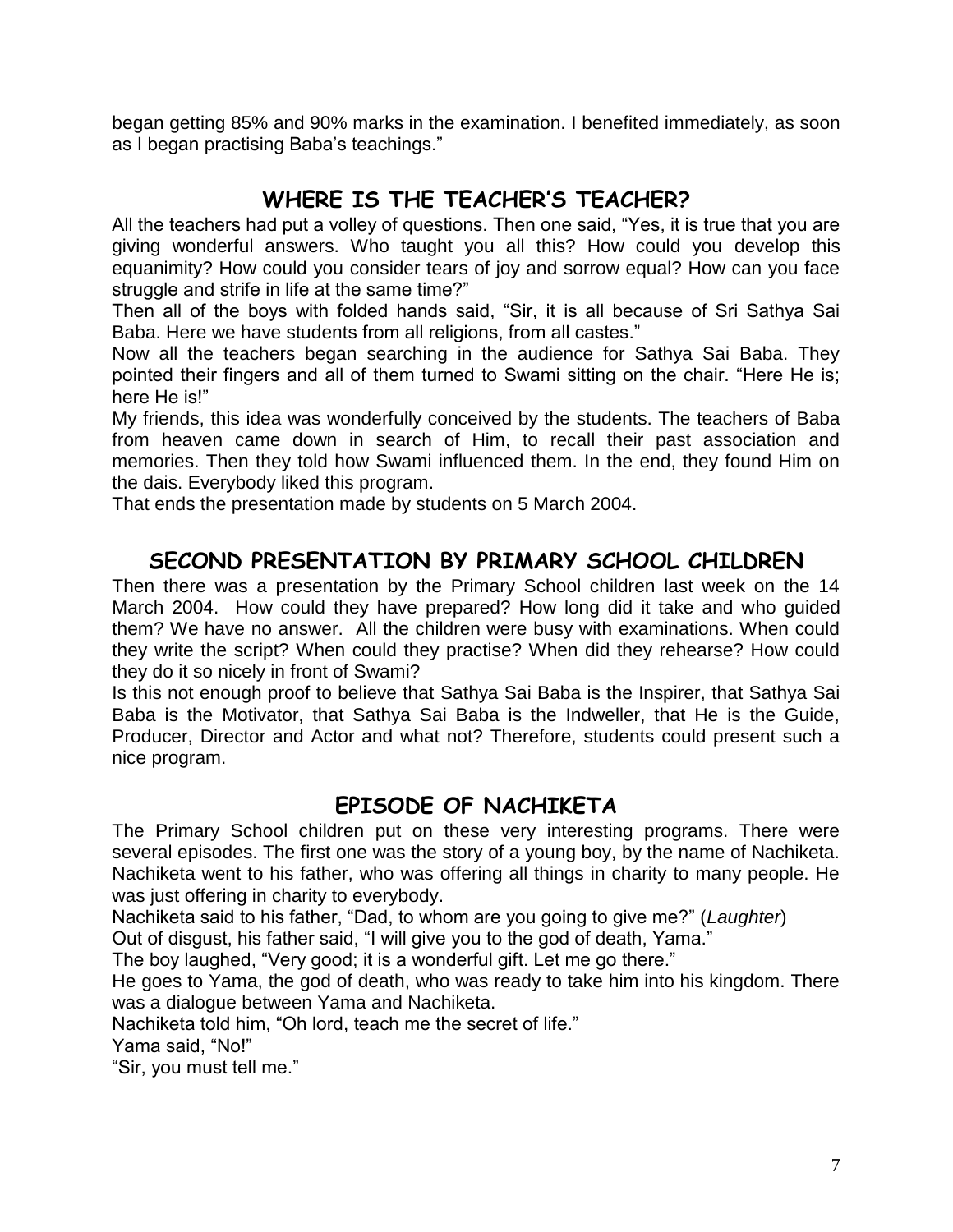began getting 85% and 90% marks in the examination. I benefited immediately, as soon as I began practising Baba's teachings."

## WHERE IS THE TEACHER'S TEACHER?

All the teachers had put a volley of questions. Then one said, "Yes, it is true that you are giving wonderful answers. Who taught you all this? How could you develop this equanimity? How could you consider tears of joy and sorrow equal? How can you face struggle and strife in life at the same time?"

Then all of the boys with folded hands said, "Sir, it is all because of Sri Sathya Sai Baba. Here we have students from all religions, from all castes."

Now all the teachers began searching in the audience for Sathya Sai Baba. They pointed their fingers and all of them turned to Swami sitting on the chair. "Here He is; here He is!"

My friends, this idea was wonderfully conceived by the students. The teachers of Baba from heaven came down in search of Him, to recall their past association and memories. Then they told how Swami influenced them. In the end, they found Him on the dais. Everybody liked this program.

That ends the presentation made by students on 5 March 2004.

## SECOND PRESENTATION BY PRIMARY SCHOOL CHILDREN

Then there was a presentation by the Primary School children last week on the 14 March 2004. How could they have prepared? How long did it take and who guided them? We have no answer. All the children were busy with examinations. When could they write the script? When could they practise? When did they rehearse? How could they do it so nicely in front of Swami?

Is this not enough proof to believe that Sathya Sai Baba is the Inspirer, that Sathya Sai Baba is the Motivator, that Sathya Sai Baba is the Indweller, that He is the Guide, Producer, Director and Actor and what not? Therefore, students could present such a nice program.

## EPISODE OF NACHIKETA

The Primary School children put on these very interesting programs. There were several episodes. The first one was the story of a young boy, by the name of Nachiketa. Nachiketa went to his father, who was offering all things in charity to many people. He was just offering in charity to everybody.

Nachiketa said to his father, "Dad, to whom are you going to give me?" (*Laughter*)

Out of disgust, his father said, "I will give you to the god of death, Yama."

The boy laughed, "Very good; it is a wonderful gift. Let me go there."

He goes to Yama, the god of death, who was ready to take him into his kingdom. There was a dialogue between Yama and Nachiketa.

Nachiketa told him, "Oh lord, teach me the secret of life."

Yama said, "No!"

"Sir, you must tell me."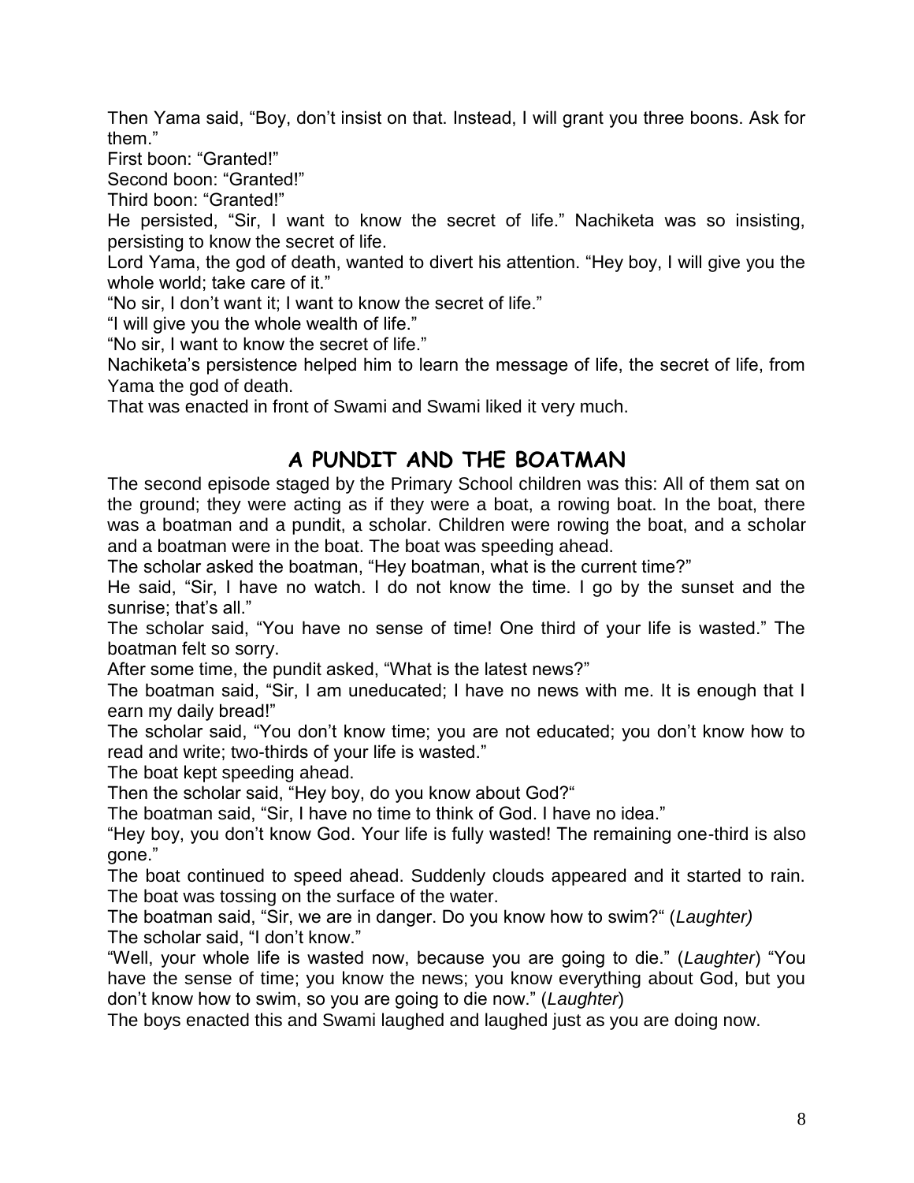Then Yama said, "Boy, don't insist on that. Instead, I will grant you three boons. Ask for them."

First boon: "Granted!"

Second boon: "Granted!"

Third boon: "Granted!"

He persisted, "Sir, I want to know the secret of life." Nachiketa was so insisting, persisting to know the secret of life.

Lord Yama, the god of death, wanted to divert his attention. "Hey boy, I will give you the whole world; take care of it."

"No sir, I don't want it; I want to know the secret of life."

"I will give you the whole wealth of life."

"No sir, I want to know the secret of life."

Nachiketa's persistence helped him to learn the message of life, the secret of life, from Yama the god of death.

That was enacted in front of Swami and Swami liked it very much.

## A PUNDIT AND THE BOATMAN

The second episode staged by the Primary School children was this: All of them sat on the ground; they were acting as if they were a boat, a rowing boat. In the boat, there was a boatman and a pundit, a scholar. Children were rowing the boat, and a scholar and a boatman were in the boat. The boat was speeding ahead.

The scholar asked the boatman, "Hey boatman, what is the current time?"

He said, "Sir, I have no watch. I do not know the time. I go by the sunset and the sunrise; that's all."

The scholar said, "You have no sense of time! One third of your life is wasted." The boatman felt so sorry.

After some time, the pundit asked, "What is the latest news?"

The boatman said, "Sir, I am uneducated; I have no news with me. It is enough that I earn my daily bread!"

The scholar said, "You don't know time; you are not educated; you don't know how to read and write; two-thirds of your life is wasted."

The boat kept speeding ahead.

Then the scholar said, "Hey boy, do you know about God?"

The boatman said, "Sir, I have no time to think of God. I have no idea."

"Hey boy, you don't know God. Your life is fully wasted! The remaining one-third is also gone."

The boat continued to speed ahead. Suddenly clouds appeared and it started to rain. The boat was tossing on the surface of the water.

The boatman said, "Sir, we are in danger. Do you know how to swim?" (*Laughter)*

The scholar said, "I don't know."

"Well, your whole life is wasted now, because you are going to die." (*Laughter*) "You have the sense of time; you know the news; you know everything about God, but you don't know how to swim, so you are going to die now." (*Laughter*)

The boys enacted this and Swami laughed and laughed just as you are doing now.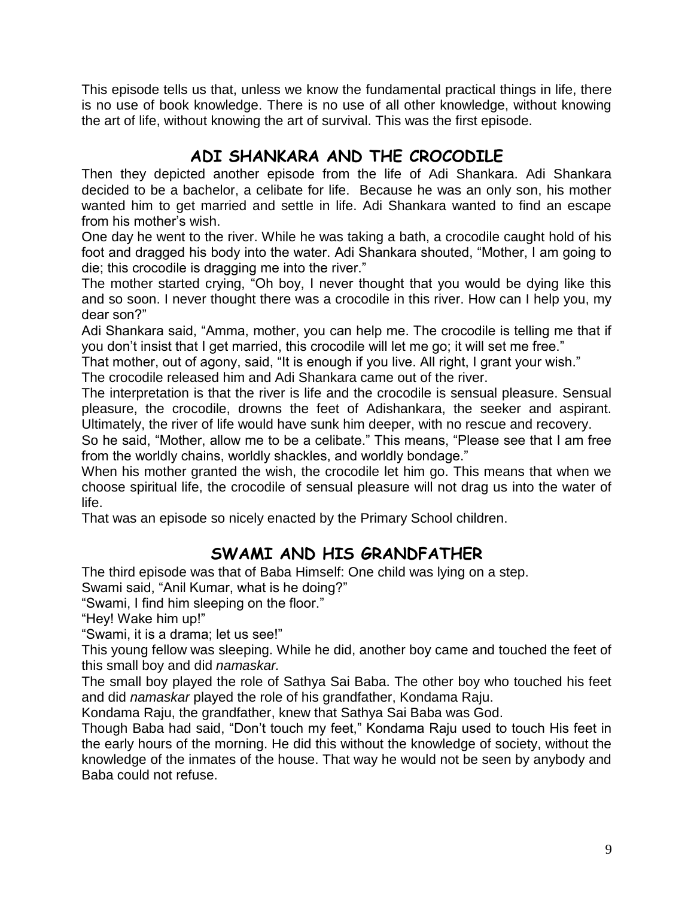This episode tells us that, unless we know the fundamental practical things in life, there is no use of book knowledge. There is no use of all other knowledge, without knowing the art of life, without knowing the art of survival. This was the first episode.

## ADI SHANKARA AND THE CROCODILE

Then they depicted another episode from the life of Adi Shankara. Adi Shankara decided to be a bachelor, a celibate for life. Because he was an only son, his mother wanted him to get married and settle in life. Adi Shankara wanted to find an escape from his mother's wish.

One day he went to the river. While he was taking a bath, a crocodile caught hold of his foot and dragged his body into the water. Adi Shankara shouted, "Mother, I am going to die; this crocodile is dragging me into the river."

The mother started crying, "Oh boy, I never thought that you would be dying like this and so soon. I never thought there was a crocodile in this river. How can I help you, my dear son?"

Adi Shankara said, "Amma, mother, you can help me. The crocodile is telling me that if you don't insist that I get married, this crocodile will let me go; it will set me free."

That mother, out of agony, said, "It is enough if you live. All right, I grant your wish."

The crocodile released him and Adi Shankara came out of the river.

The interpretation is that the river is life and the crocodile is sensual pleasure. Sensual pleasure, the crocodile, drowns the feet of Adishankara, the seeker and aspirant. Ultimately, the river of life would have sunk him deeper, with no rescue and recovery.

So he said, "Mother, allow me to be a celibate." This means, "Please see that I am free from the worldly chains, worldly shackles, and worldly bondage."

When his mother granted the wish, the crocodile let him go. This means that when we choose spiritual life, the crocodile of sensual pleasure will not drag us into the water of life.

That was an episode so nicely enacted by the Primary School children.

## SWAMI AND HIS GRANDFATHER

The third episode was that of Baba Himself: One child was lying on a step.

Swami said, "Anil Kumar, what is he doing?"

"Swami, I find him sleeping on the floor."

"Hey! Wake him up!"

"Swami, it is a drama; let us see!"

This young fellow was sleeping. While he did, another boy came and touched the feet of this small boy and did *namaskar.*

The small boy played the role of Sathya Sai Baba. The other boy who touched his feet and did *namaskar* played the role of his grandfather, Kondama Raju.

Kondama Raju, the grandfather, knew that Sathya Sai Baba was God.

Though Baba had said, "Don't touch my feet," Kondama Raju used to touch His feet in the early hours of the morning. He did this without the knowledge of society, without the knowledge of the inmates of the house. That way he would not be seen by anybody and Baba could not refuse.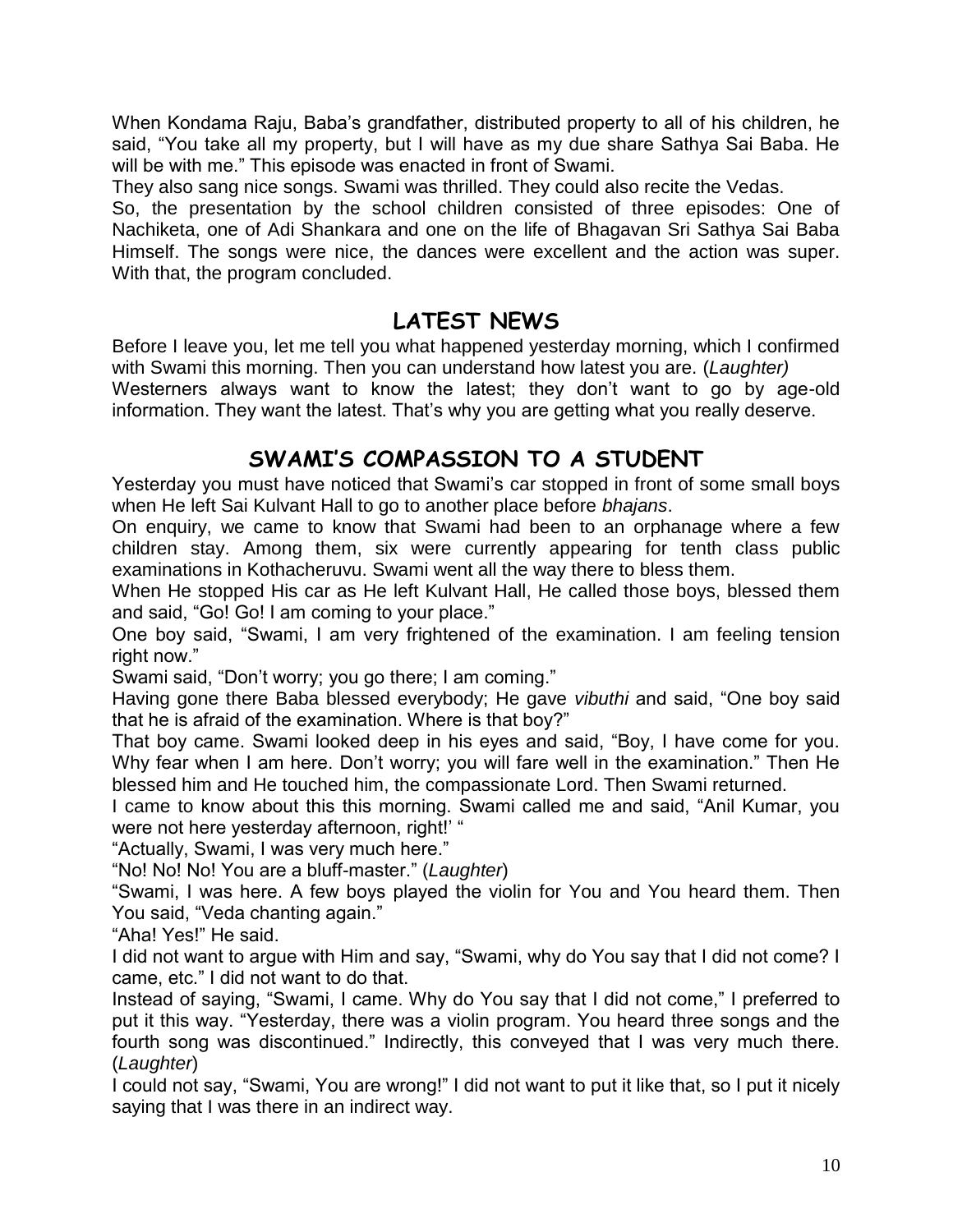When Kondama Raju, Baba's grandfather, distributed property to all of his children, he said, "You take all my property, but I will have as my due share Sathya Sai Baba. He will be with me." This episode was enacted in front of Swami.

They also sang nice songs. Swami was thrilled. They could also recite the Vedas.

So, the presentation by the school children consisted of three episodes: One of Nachiketa, one of Adi Shankara and one on the life of Bhagavan Sri Sathya Sai Baba Himself. The songs were nice, the dances were excellent and the action was super. With that, the program concluded.

## LATEST NEWS

Before I leave you, let me tell you what happened yesterday morning, which I confirmed with Swami this morning. Then you can understand how latest you are. (*Laughter)*

Westerners always want to know the latest; they don't want to go by age-old information. They want the latest. That's why you are getting what you really deserve.

## SWAMI'S COMPASSION TO A STUDENT

Yesterday you must have noticed that Swami's car stopped in front of some small boys when He left Sai Kulvant Hall to go to another place before *bhajans*.

On enquiry, we came to know that Swami had been to an orphanage where a few children stay. Among them, six were currently appearing for tenth class public examinations in Kothacheruvu. Swami went all the way there to bless them.

When He stopped His car as He left Kulvant Hall, He called those boys, blessed them and said, "Go! Go! I am coming to your place."

One boy said, "Swami, I am very frightened of the examination. I am feeling tension right now."

Swami said, "Don't worry; you go there; I am coming."

Having gone there Baba blessed everybody; He gave *vibuthi* and said, "One boy said that he is afraid of the examination. Where is that boy?"

That boy came. Swami looked deep in his eyes and said, "Boy, I have come for you. Why fear when I am here. Don't worry; you will fare well in the examination." Then He blessed him and He touched him, the compassionate Lord. Then Swami returned.

I came to know about this this morning. Swami called me and said, "Anil Kumar, you were not here yesterday afternoon, right!' "

"Actually, Swami, I was very much here."

"No! No! No! You are a bluff-master." (*Laughter*)

"Swami, I was here. A few boys played the violin for You and You heard them. Then You said, "Veda chanting again."

"Aha! Yes!" He said.

I did not want to argue with Him and say, "Swami, why do You say that I did not come? I came, etc." I did not want to do that.

Instead of saying, "Swami, I came. Why do You say that I did not come," I preferred to put it this way. "Yesterday, there was a violin program. You heard three songs and the fourth song was discontinued." Indirectly, this conveyed that I was very much there. (*Laughter*)

I could not say, "Swami, You are wrong!" I did not want to put it like that, so I put it nicely saying that I was there in an indirect way.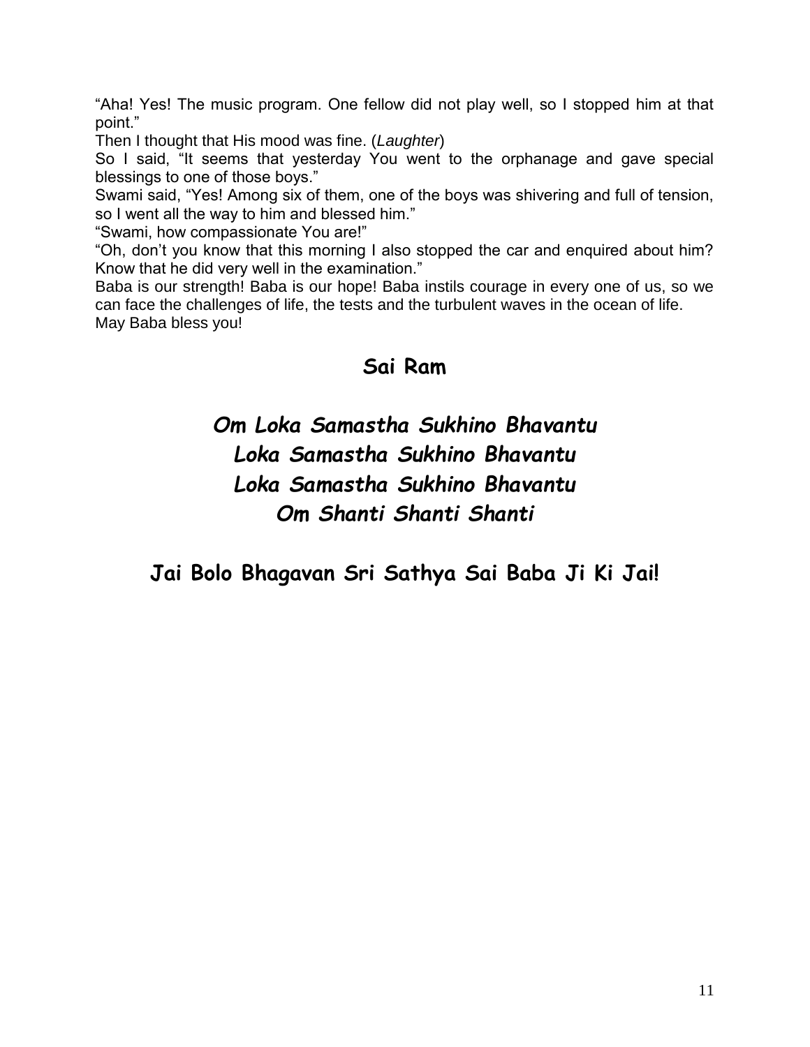"Aha! Yes! The music program. One fellow did not play well, so I stopped him at that point."

Then I thought that His mood was fine. (*Laughter*)

So I said, "It seems that yesterday You went to the orphanage and gave special blessings to one of those boys."

Swami said, "Yes! Among six of them, one of the boys was shivering and full of tension, so I went all the way to him and blessed him."

"Swami, how compassionate You are!"

"Oh, don't you know that this morning I also stopped the car and enquired about him? Know that he did very well in the examination."

Baba is our strength! Baba is our hope! Baba instils courage in every one of us, so we can face the challenges of life, the tests and the turbulent waves in the ocean of life.

May Baba bless you!

**Sai Ram**

***Om Loka Samastha Sukhino Bhavantu***
***Loka Samastha Sukhino Bhavantu***
***Loka Samastha Sukhino Bhavantu***
***Om Shanti Shanti Shanti***

**Jai Bolo Bhagavan Sri Sathya Sai Baba Ji Ki Jai!**